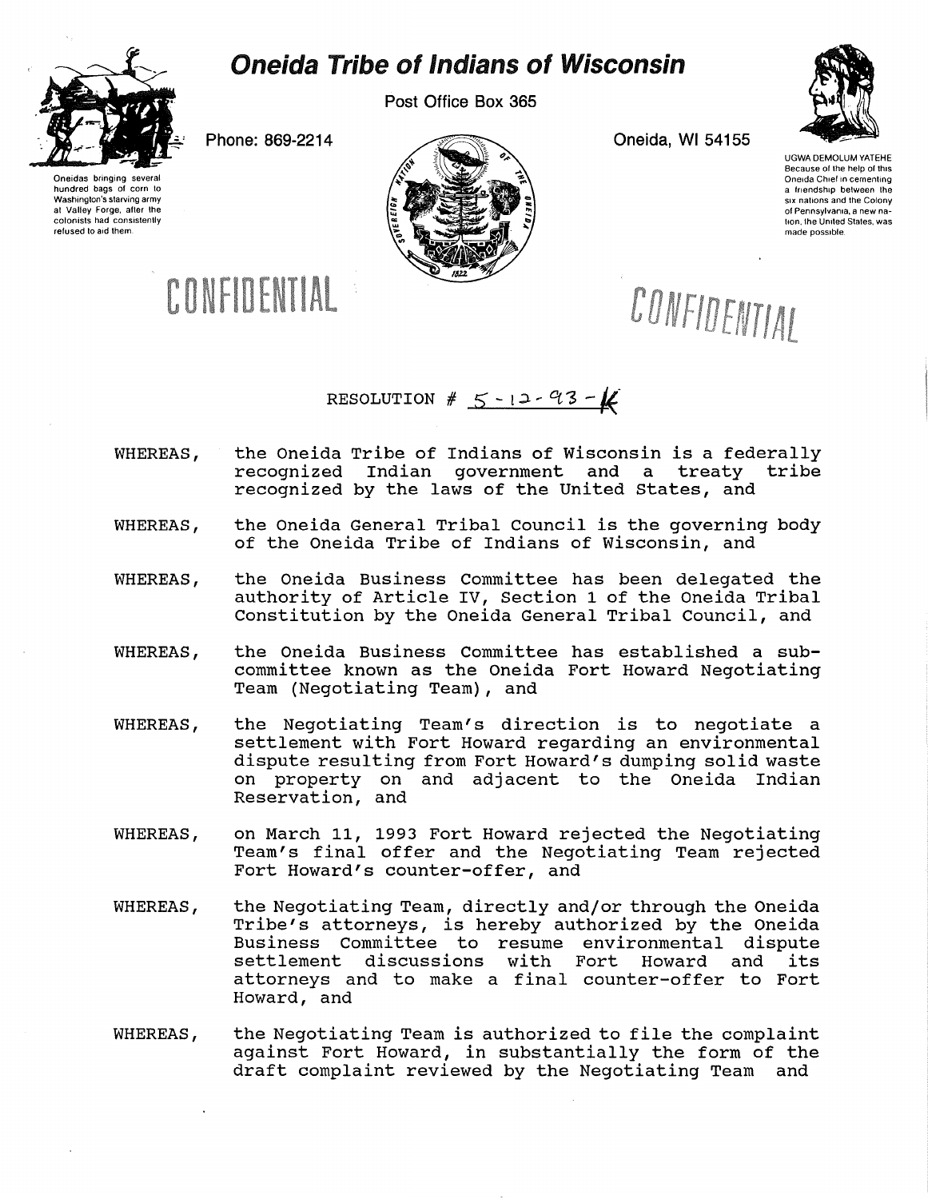# Oneida Tribe of Indians of Wisconsin

Post Office Box 365

Phone: 869-2214

Oneida, WI 54155

Oneidas bringing several hundred bags of corn to Washington's starving army at Valley Forge, after the colonists had consistently refused to aid them.

UGWA DEMOLUM YATEHE
Because of the help of this Oneida Chief in cementing a friendship between the six nations and the Colony of Pennsylvania, a new nation, the United States, was made possible.

CONFIDENTIAL

CONFIDENTIAL

RESOLUTION # 5-12-93-K

WHEREAS, the Oneida Tribe of Indians of Wisconsin is a federally recognized Indian government and a treaty tribe recognized by the laws of the United States, and

WHEREAS, the Oneida General Tribal Council is the governing body of the Oneida Tribe of Indians of Wisconsin, and

WHEREAS, the Oneida Business Committee has been delegated the authority of Article IV, Section 1 of the Oneida Tribal Constitution by the Oneida General Tribal Council, and

WHEREAS, the Oneida Business Committee has established a sub-committee known as the Oneida Fort Howard Negotiating Team (Negotiating Team), and

WHEREAS, the Negotiating Team's direction is to negotiate a settlement with Fort Howard regarding an environmental dispute resulting from Fort Howard's dumping solid waste on property on and adjacent to the Oneida Indian Reservation, and

WHEREAS, on March 11, 1993 Fort Howard rejected the Negotiating Team's final offer and the Negotiating Team rejected Fort Howard's counter-offer, and

WHEREAS, the Negotiating Team, directly and/or through the Oneida Tribe's attorneys, is hereby authorized by the Oneida Business Committee to resume environmental dispute settlement discussions with Fort Howard and its attorneys and to make a final counter-offer to Fort Howard, and

WHEREAS, the Negotiating Team is authorized to file the complaint against Fort Howard, in substantially the form of the draft complaint reviewed by the Negotiating Team and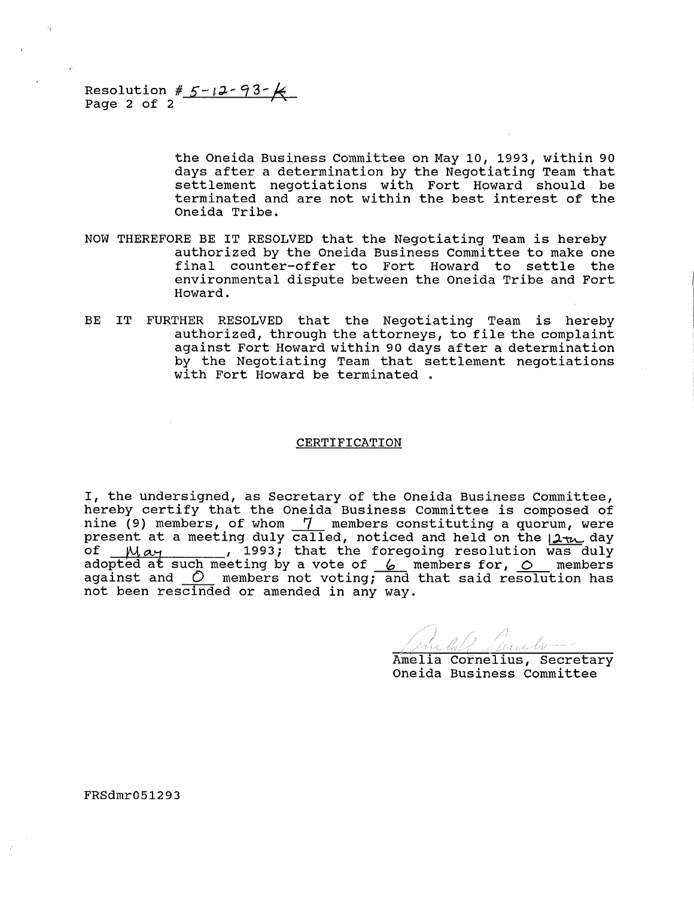Resolution # 5-12-93-K

the Oneida Business Committee on May 10, 1993, within 90 days after a determination by the Negotiating Team that settlement negotiations with Fort Howard should be terminated and are not within the best interest of the Oneida Tribe.

NOW THEREFORE BE IT RESOLVED that the Negotiating Team is hereby authorized by the Oneida Business Committee to make one final counter-offer to Fort Howard to settle the environmental dispute between the Oneida Tribe and Fort Howard.

BE IT FURTHER RESOLVED that the Negotiating Team is hereby authorized, through the attorneys, to file the complaint against Fort Howard within 90 days after a determination by the Negotiating Team that settlement negotiations with Fort Howard be terminated .

## CERTIFICATION

I, the undersigned, as Secretary of the Oneida Business Committee, hereby certify that the Oneida Business Committee is composed of nine (9) members, of whom 7 members constituting a quorum, were present at a meeting duly called, noticed and held on the 12th day of May, 1993; that the foregoing resolution was duly adopted at such meeting by a vote of 6 members for, 0 members against and 0 members not voting; and that said resolution has not been rescinded or amended in any way.

Amelia Cornelius, Secretary
Oneida Business Committee

FRSdmr051293